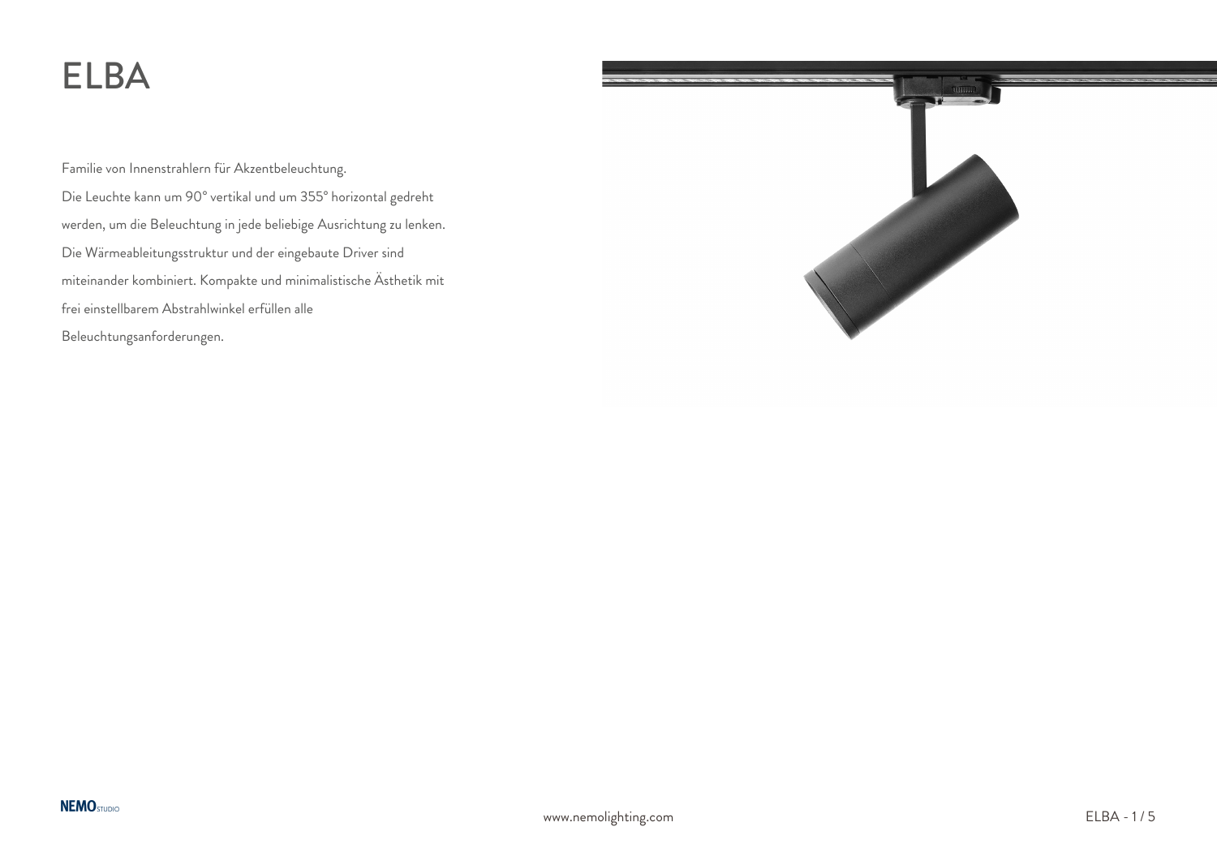# ELBA

Familie von Innenstrahlern für Akzentbeleuchtung.
Die Leuchte kann um 90° vertikal und um 355° horizontal gedreht werden, um die Beleuchtung in jede beliebige Ausrichtung zu lenken. Die Wärmeableitungsstruktur und der eingebaute Driver sind miteinander kombiniert. Kompakte und minimalistische Ästhetik mit frei einstellbarem Abstrahlwinkel erfüllen alle Beleuchtungsanforderungen.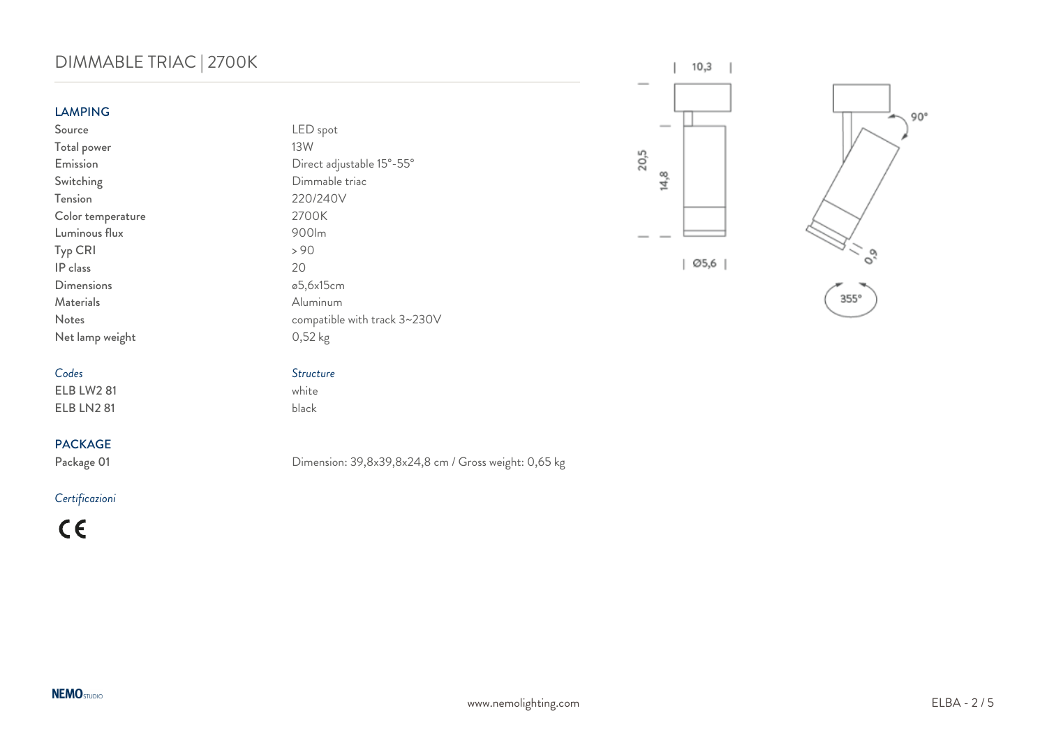# DIMMABLE TRIAC | 2700K

## LAMPING

| | |
|---|---|
| Source | LED spot |
| Total power | 13W |
| Emission | Direct adjustable 15°-55° |
| Switching | Dimmable triac |
| Tension | 220/240V |
| Color temperature | 2700K |
| Luminous flux | 900lm |
| Typ CRI | > 90 |
| IP class | 20 |
| Dimensions | ø5,6x15cm |
| Materials | Aluminum |
| Notes | compatible with track 3~230V |
| Net lamp weight | 0,52 kg |

| *Codes* | *Structure* |
|---|---|
| ELB LW2 81 | white |
| ELB LN2 81 | black |

## PACKAGE

| | |
|---|---|
| Package 01 | Dimension: 39,8x39,8x24,8 cm / Gross weight: 0,65 kg |

*Certificazioni*

CE

10,3

20,5

14,8

Ø5,6

90°

0,9

355°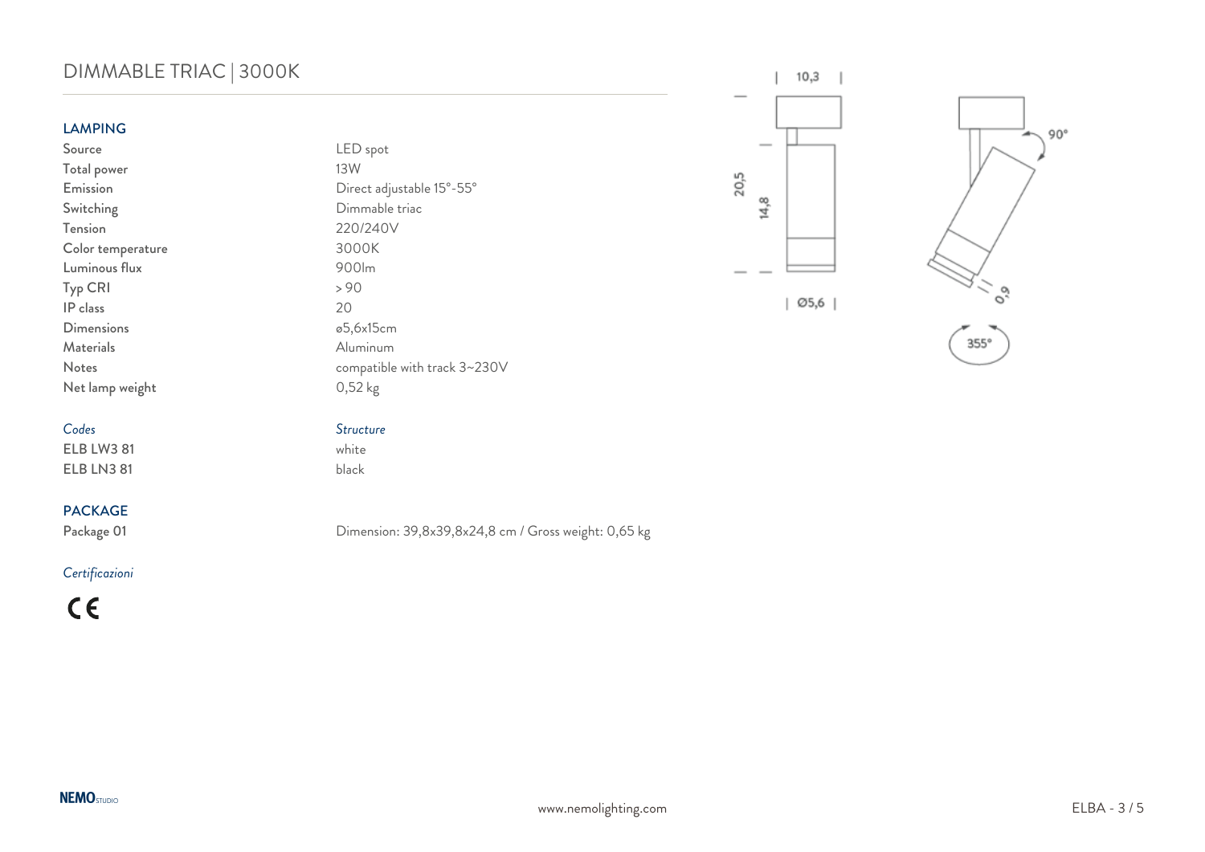# DIMMABLE TRIAC | 3000K

## LAMPING

| | |
|---|---|
| Source | LED spot |
| Total power | 13W |
| Emission | Direct adjustable 15°-55° |
| Switching | Dimmable triac |
| Tension | 220/240V |
| Color temperature | 3000K |
| Luminous flux | 900lm |
| Typ CRI | > 90 |
| IP class | 20 |
| Dimensions | ø5,6x15cm |
| Materials | Aluminum |
| Notes | compatible with track 3~230V |
| Net lamp weight | 0,52 kg |

| *Codes* | *Structure* |
|---|---|
| ELB LW3 81 | white |
| ELB LN3 81 | black |

## PACKAGE

Package 01 — Dimension: 39,8x39,8x24,8 cm / Gross weight: 0,65 kg

*Certificazioni*

CE

10,3
20,5
14,8
Ø5,6
90°
0,9
355°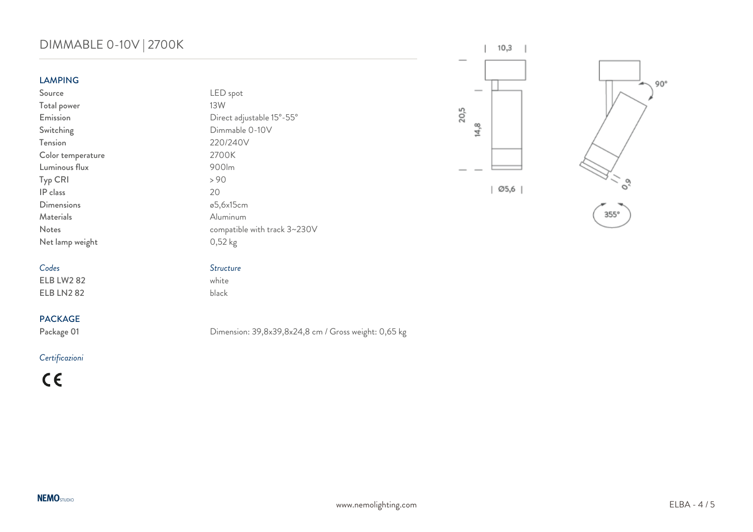# DIMMABLE 0-10V | 2700K

## LAMPING

| | |
|---|---|
| Source | LED spot |
| Total power | 13W |
| Emission | Direct adjustable 15°-55° |
| Switching | Dimmable 0-10V |
| Tension | 220/240V |
| Color temperature | 2700K |
| Luminous flux | 900lm |
| Typ CRI | > 90 |
| IP class | 20 |
| Dimensions | ø5,6x15cm |
| Materials | Aluminum |
| Notes | compatible with track 3~230V |
| Net lamp weight | 0,52 kg |

| *Codes* | *Structure* |
|---|---|
| ELB LW2 82 | white |
| ELB LN2 82 | black |

## PACKAGE

Package 01 — Dimension: 39,8x39,8x24,8 cm / Gross weight: 0,65 kg

*Certificazioni*

CE

10,3

20,5

14,8

Ø5,6

90°

0,9

355°

www.nemolighting.com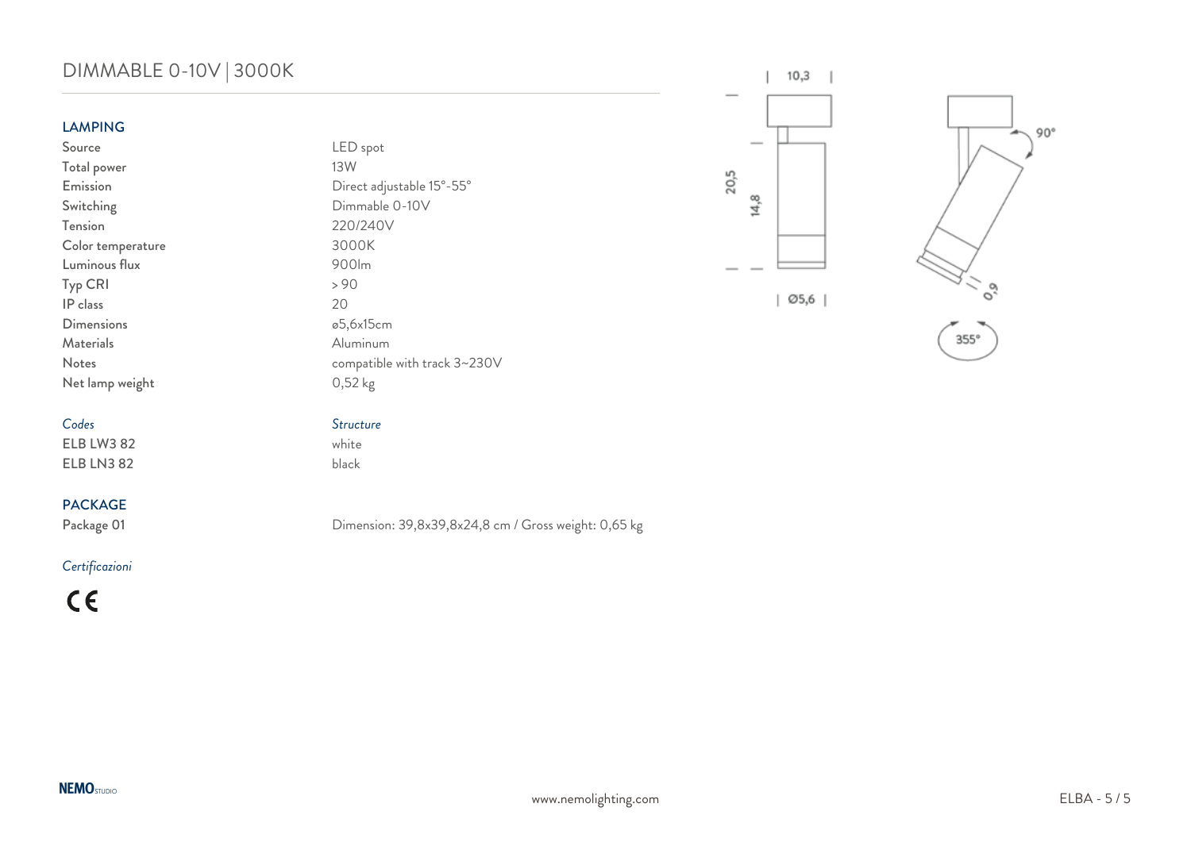# DIMMABLE 0-10V | 3000K

## LAMPING

| | |
|---|---|
| Source | LED spot |
| Total power | 13W |
| Emission | Direct adjustable 15°-55° |
| Switching | Dimmable 0-10V |
| Tension | 220/240V |
| Color temperature | 3000K |
| Luminous flux | 900lm |
| Typ CRI | > 90 |
| IP class | 20 |
| Dimensions | ø5,6x15cm |
| Materials | Aluminum |
| Notes | compatible with track 3~230V |
| Net lamp weight | 0,52 kg |

| *Codes* | *Structure* |
|---|---|
| ELB LW3 82 | white |
| ELB LN3 82 | black |

## PACKAGE

| | |
|---|---|
| Package 01 | Dimension: 39,8x39,8x24,8 cm / Gross weight: 0,65 kg |

*Certificazioni*

CE

10,3

20,5

14,8

Ø5,6

90°

0,9

355°